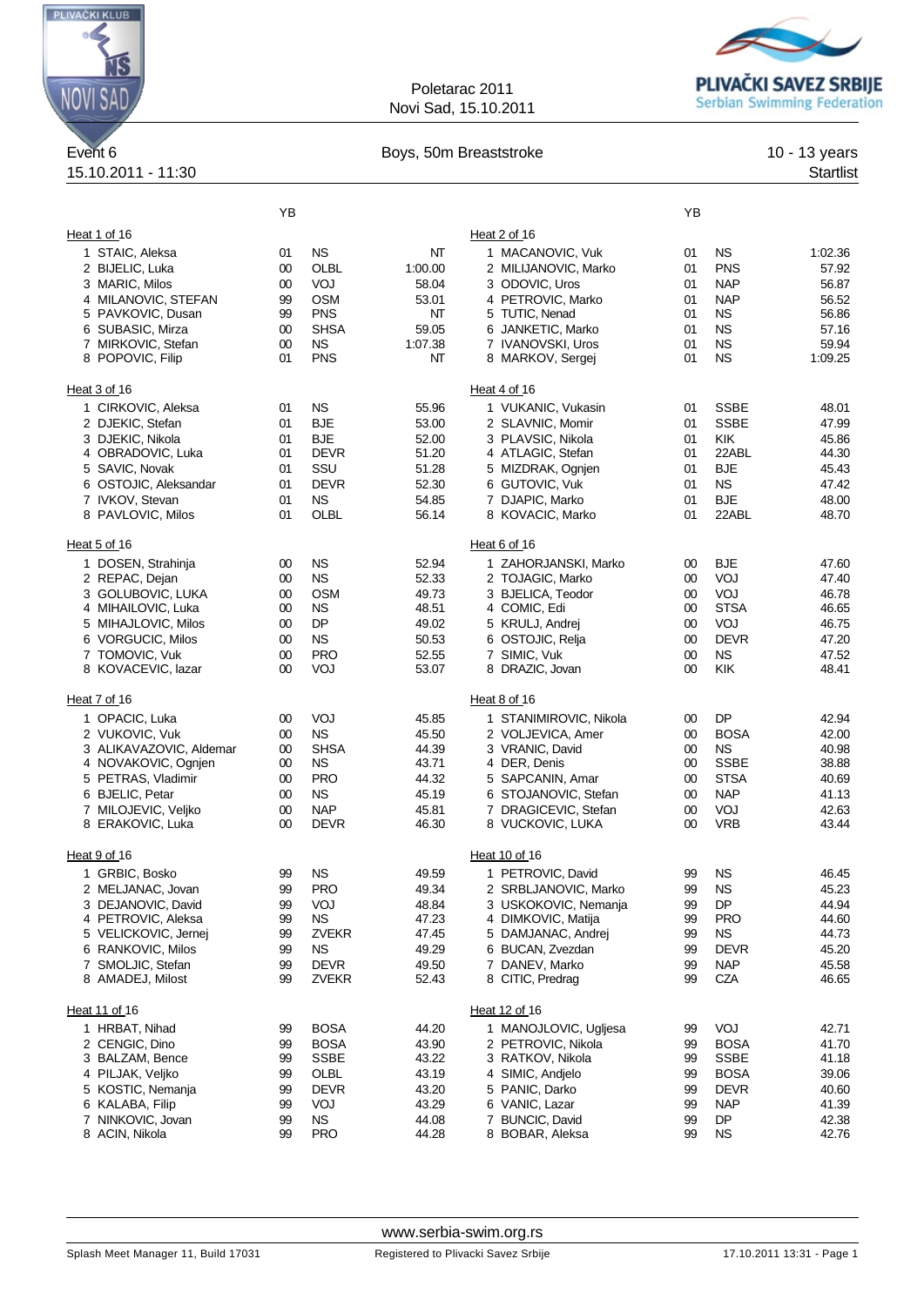PLIVAČKI KLUB NOVI SAD

Poletarac 2011
Novi Sad, 15.10.2011

PLIVAČKI SAVEZ SRBIJE
Serbian Swimming Federation

# Event 6 — Boys, 50m Breaststroke — 10 - 13 years

15.10.2011 - 11:30 — Startlist

### Heat 1 of 16

| # | Name | YB | Club | Time |
|---|---|---|---|---|
| 1 | STAIC, Aleksa | 01 | NS | NT |
| 2 | BIJELIC, Luka | 00 | OLBL | 1:00.00 |
| 3 | MARIC, Milos | 00 | VOJ | 58.04 |
| 4 | MILANOVIC, STEFAN | 99 | OSM | 53.01 |
| 5 | PAVKOVIC, Dusan | 99 | PNS | NT |
| 6 | SUBASIC, Mirza | 00 | SHSA | 59.05 |
| 7 | MIRKOVIC, Stefan | 00 | NS | 1:07.38 |
| 8 | POPOVIC, Filip | 01 | PNS | NT |

### Heat 2 of 16

| # | Name | YB | Club | Time |
|---|---|---|---|---|
| 1 | MACANOVIC, Vuk | 01 | NS | 1:02.36 |
| 2 | MILIJANOVIC, Marko | 01 | PNS | 57.92 |
| 3 | ODOVIC, Uros | 01 | NAP | 56.87 |
| 4 | PETROVIC, Marko | 01 | NAP | 56.52 |
| 5 | TUTIC, Nenad | 01 | NS | 56.86 |
| 6 | JANKETIC, Marko | 01 | NS | 57.16 |
| 7 | IVANOVSKI, Uros | 01 | NS | 59.94 |
| 8 | MARKOV, Sergej | 01 | NS | 1:09.25 |

### Heat 3 of 16

| # | Name | YB | Club | Time |
|---|---|---|---|---|
| 1 | CIRKOVIC, Aleksa | 01 | NS | 55.96 |
| 2 | DJEKIC, Stefan | 01 | BJE | 53.00 |
| 3 | DJEKIC, Nikola | 01 | BJE | 52.00 |
| 4 | OBRADOVIC, Luka | 01 | DEVR | 51.20 |
| 5 | SAVIC, Novak | 01 | SSU | 51.28 |
| 6 | OSTOJIC, Aleksandar | 01 | DEVR | 52.30 |
| 7 | IVKOV, Stevan | 01 | NS | 54.85 |
| 8 | PAVLOVIC, Milos | 01 | OLBL | 56.14 |

### Heat 4 of 16

| # | Name | YB | Club | Time |
|---|---|---|---|---|
| 1 | VUKANIC, Vukasin | 01 | SSBE | 48.01 |
| 2 | SLAVNIC, Momir | 01 | SSBE | 47.99 |
| 3 | PLAVSIC, Nikola | 01 | KIK | 45.86 |
| 4 | ATLAGIC, Stefan | 01 | 22ABL | 44.30 |
| 5 | MIZDRAK, Ognjen | 01 | BJE | 45.43 |
| 6 | GUTOVIC, Vuk | 01 | NS | 47.42 |
| 7 | DJAPIC, Marko | 01 | BJE | 48.00 |
| 8 | KOVACIC, Marko | 01 | 22ABL | 48.70 |

### Heat 5 of 16

| # | Name | YB | Club | Time |
|---|---|---|---|---|
| 1 | DOSEN, Strahinja | 00 | NS | 52.94 |
| 2 | REPAC, Dejan | 00 | NS | 52.33 |
| 3 | GOLUBOVIC, LUKA | 00 | OSM | 49.73 |
| 4 | MIHAILOVIC, Luka | 00 | NS | 48.51 |
| 5 | MIHAJLOVIC, Milos | 00 | DP | 49.02 |
| 6 | VORGUCIC, Milos | 00 | NS | 50.53 |
| 7 | TOMOVIC, Vuk | 00 | PRO | 52.55 |
| 8 | KOVACEVIC, lazar | 00 | VOJ | 53.07 |

### Heat 6 of 16

| # | Name | YB | Club | Time |
|---|---|---|---|---|
| 1 | ZAHORJANSKI, Marko | 00 | BJE | 47.60 |
| 2 | TOJAGIC, Marko | 00 | VOJ | 47.40 |
| 3 | BJELICA, Teodor | 00 | VOJ | 46.78 |
| 4 | COMIC, Edi | 00 | STSA | 46.65 |
| 5 | KRULJ, Andrej | 00 | VOJ | 46.75 |
| 6 | OSTOJIC, Relja | 00 | DEVR | 47.20 |
| 7 | SIMIC, Vuk | 00 | NS | 47.52 |
| 8 | DRAZIC, Jovan | 00 | KIK | 48.41 |

### Heat 7 of 16

| # | Name | YB | Club | Time |
|---|---|---|---|---|
| 1 | OPACIC, Luka | 00 | VOJ | 45.85 |
| 2 | VUKOVIC, Vuk | 00 | NS | 45.50 |
| 3 | ALIKAVAZOVIC, Aldemar | 00 | SHSA | 44.39 |
| 4 | NOVAKOVIC, Ognjen | 00 | NS | 43.71 |
| 5 | PETRAS, Vladimir | 00 | PRO | 44.32 |
| 6 | BJELIC, Petar | 00 | NS | 45.19 |
| 7 | MILOJEVIC, Veljko | 00 | NAP | 45.81 |
| 8 | ERAKOVIC, Luka | 00 | DEVR | 46.30 |

### Heat 8 of 16

| # | Name | YB | Club | Time |
|---|---|---|---|---|
| 1 | STANIMIROVIC, Nikola | 00 | DP | 42.94 |
| 2 | VOLJEVICA, Amer | 00 | BOSA | 42.00 |
| 3 | VRANIC, David | 00 | NS | 40.98 |
| 4 | DER, Denis | 00 | SSBE | 38.88 |
| 5 | SAPCANIN, Amar | 00 | STSA | 40.69 |
| 6 | STOJANOVIC, Stefan | 00 | NAP | 41.13 |
| 7 | DRAGICEVIC, Stefan | 00 | VOJ | 42.63 |
| 8 | VUCKOVIC, LUKA | 00 | VRB | 43.44 |

### Heat 9 of 16

| # | Name | YB | Club | Time |
|---|---|---|---|---|
| 1 | GRBIC, Bosko | 99 | NS | 49.59 |
| 2 | MELJANAC, Jovan | 99 | PRO | 49.34 |
| 3 | DEJANOVIC, David | 99 | VOJ | 48.84 |
| 4 | PETROVIC, Aleksa | 99 | NS | 47.23 |
| 5 | VELICKOVIC, Jernej | 99 | ZVEKR | 47.45 |
| 6 | RANKOVIC, Milos | 99 | NS | 49.29 |
| 7 | SMOLJIC, Stefan | 99 | DEVR | 49.50 |
| 8 | AMADEJ, Milost | 99 | ZVEKR | 52.43 |

### Heat 10 of 16

| # | Name | YB | Club | Time |
|---|---|---|---|---|
| 1 | PETROVIC, David | 99 | NS | 46.45 |
| 2 | SRBLJANOVIC, Marko | 99 | NS | 45.23 |
| 3 | USKOKOVIC, Nemanja | 99 | DP | 44.94 |
| 4 | DIMKOVIC, Matija | 99 | PRO | 44.60 |
| 5 | DAMJANAC, Andrej | 99 | NS | 44.73 |
| 6 | BUCAN, Zvezdan | 99 | DEVR | 45.20 |
| 7 | DANEV, Marko | 99 | NAP | 45.58 |
| 8 | CITIC, Predrag | 99 | CZA | 46.65 |

### Heat 11 of 16

| # | Name | YB | Club | Time |
|---|---|---|---|---|
| 1 | HRBAT, Nihad | 99 | BOSA | 44.20 |
| 2 | CENGIC, Dino | 99 | BOSA | 43.90 |
| 3 | BALZAM, Bence | 99 | SSBE | 43.22 |
| 4 | PILJAK, Veljko | 99 | OLBL | 43.19 |
| 5 | KOSTIC, Nemanja | 99 | DEVR | 43.20 |
| 6 | KALABA, Filip | 99 | VOJ | 43.29 |
| 7 | NINKOVIC, Jovan | 99 | NS | 44.08 |
| 8 | ACIN, Nikola | 99 | PRO | 44.28 |

### Heat 12 of 16

| # | Name | YB | Club | Time |
|---|---|---|---|---|
| 1 | MANOJLOVIC, Ugljesa | 99 | VOJ | 42.71 |
| 2 | PETROVIC, Nikola | 99 | BOSA | 41.70 |
| 3 | RATKOV, Nikola | 99 | SSBE | 41.18 |
| 4 | SIMIC, Andjelo | 99 | BOSA | 39.06 |
| 5 | PANIC, Darko | 99 | DEVR | 40.60 |
| 6 | VANIC, Lazar | 99 | NAP | 41.39 |
| 7 | BUNCIC, David | 99 | DP | 42.38 |
| 8 | BOBAR, Aleksa | 99 | NS | 42.76 |

www.serbia-swim.org.rs

Splash Meet Manager 11, Build 17031 — Registered to Plivacki Savez Srbije — 17.10.2011 13:31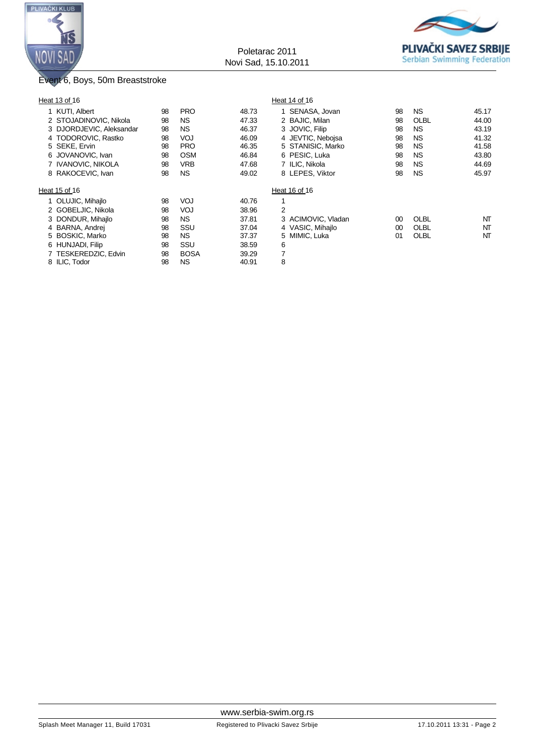Poletarac 2011
Novi Sad, 15.10.2011

## Event 6, Boys, 50m Breaststroke

Heat 13 of 16

| | | | | |
|---|---|---|---|---|
| 1 | KUTI, Albert | 98 | PRO | 48.73 |
| 2 | STOJADINOVIC, Nikola | 98 | NS | 47.33 |
| 3 | DJORDJEVIC, Aleksandar | 98 | NS | 46.37 |
| 4 | TODOROVIC, Rastko | 98 | VOJ | 46.09 |
| 5 | SEKE, Ervin | 98 | PRO | 46.35 |
| 6 | JOVANOVIC, Ivan | 98 | OSM | 46.84 |
| 7 | IVANOVIC, NIKOLA | 98 | VRB | 47.68 |
| 8 | RAKOCEVIC, Ivan | 98 | NS | 49.02 |

Heat 14 of 16

| | | | | |
|---|---|---|---|---|
| 1 | SENASA, Jovan | 98 | NS | 45.17 |
| 2 | BAJIC, Milan | 98 | OLBL | 44.00 |
| 3 | JOVIC, Filip | 98 | NS | 43.19 |
| 4 | JEVTIC, Nebojsa | 98 | NS | 41.32 |
| 5 | STANISIC, Marko | 98 | NS | 41.58 |
| 6 | PESIC, Luka | 98 | NS | 43.80 |
| 7 | ILIC, Nikola | 98 | NS | 44.69 |
| 8 | LEPES, Viktor | 98 | NS | 45.97 |

Heat 15 of 16

| | | | | |
|---|---|---|---|---|
| 1 | OLUJIC, Mihajlo | 98 | VOJ | 40.76 |
| 2 | GOBELJIC, Nikola | 98 | VOJ | 38.96 |
| 3 | DONDUR, Mihajlo | 98 | NS | 37.81 |
| 4 | BARNA, Andrej | 98 | SSU | 37.04 |
| 5 | BOSKIC, Marko | 98 | NS | 37.37 |
| 6 | HUNJADI, Filip | 98 | SSU | 38.59 |
| 7 | TESKEREDZIC, Edvin | 98 | BOSA | 39.29 |
| 8 | ILIC, Todor | 98 | NS | 40.91 |

Heat 16 of 16

| | | | | |
|---|---|---|---|---|
| 1 | | | | |
| 2 | | | | |
| 3 | ACIMOVIC, Vladan | 00 | OLBL | NT |
| 4 | VASIC, Mihajlo | 00 | OLBL | NT |
| 5 | MIMIC, Luka | 01 | OLBL | NT |
| 6 | | | | |
| 7 | | | | |
| 8 | | | | |

www.serbia-swim.org.rs

Splash Meet Manager 11, Build 17031 | Registered to Plivacki Savez Srbije | 17.10.2011 13:31